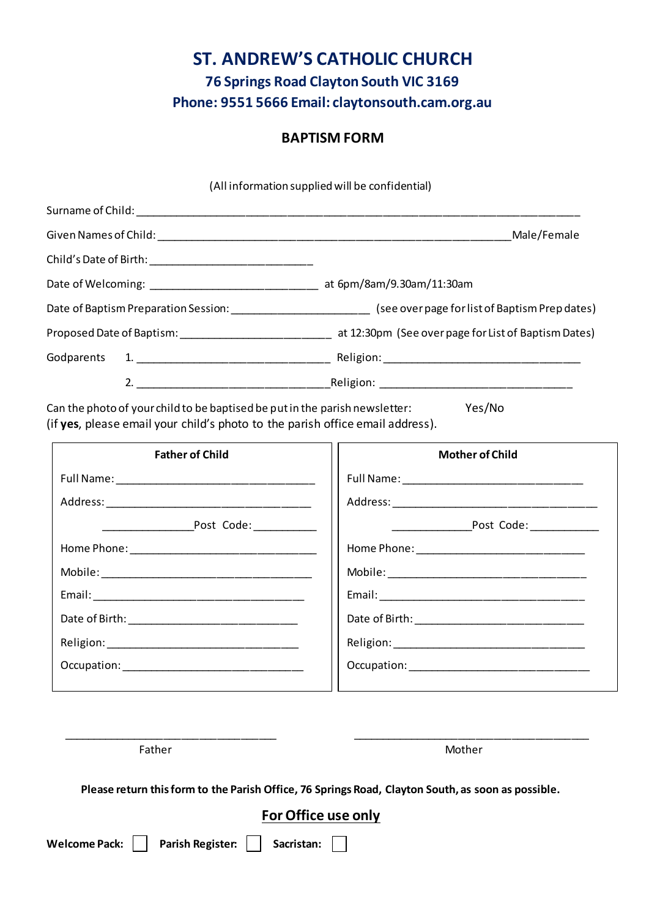# ST. ANDREW'S CATHOLIC CHURCH

## 76 Springs Road Clayton South VIC 3169

## Phone: 9551 5666 Email: claytonsouth.cam.org.au

### BAPTISM FORM

(All information supplied will be confidential)

Surname of Child: ______________________________________________

Given Names of Child: ______________________________________ Male/Female

Child's Date of Birth: ____________________

Date of Welcoming: ____________________ at 6pm/8am/9.30am/11:30am

Date of Baptism Preparation Session: ________________ (see over page for list of Baptism Prep dates)

Proposed Date of Baptism: ________________ at 12:30pm (See over page for List of Baptism Dates)

Godparents 1. ______________________ Religion: ______________________

2. ______________________ Religion: ______________________

Can the photo of your child to be baptised be put in the parish newsletter: Yes/No
(if **yes**, please email your child's photo to the parish office email address).

| Father of Child | Mother of Child |
|---|---|
| Full Name: ______________________ | Full Name: ______________________ |
| Address: ______________________ | Address: ______________________ |
| ____________ Post Code: ________ | ____________ Post Code: ________ |
| Home Phone: ______________________ | Home Phone: ______________________ |
| Mobile: ______________________ | Mobile: ______________________ |
| Email: ______________________ | Email: ______________________ |
| Date of Birth: ______________________ | Date of Birth: ______________________ |
| Religion: ______________________ | Religion: ______________________ |
| Occupation: ______________________ | Occupation: ______________________ |

______________________ ______________________

Father Mother

**Please return this form to the Parish Office, 76 Springs Road, Clayton South, as soon as possible.**

## For Office use only

**Welcome Pack:** ☐ **Parish Register:** ☐ **Sacristan:** ☐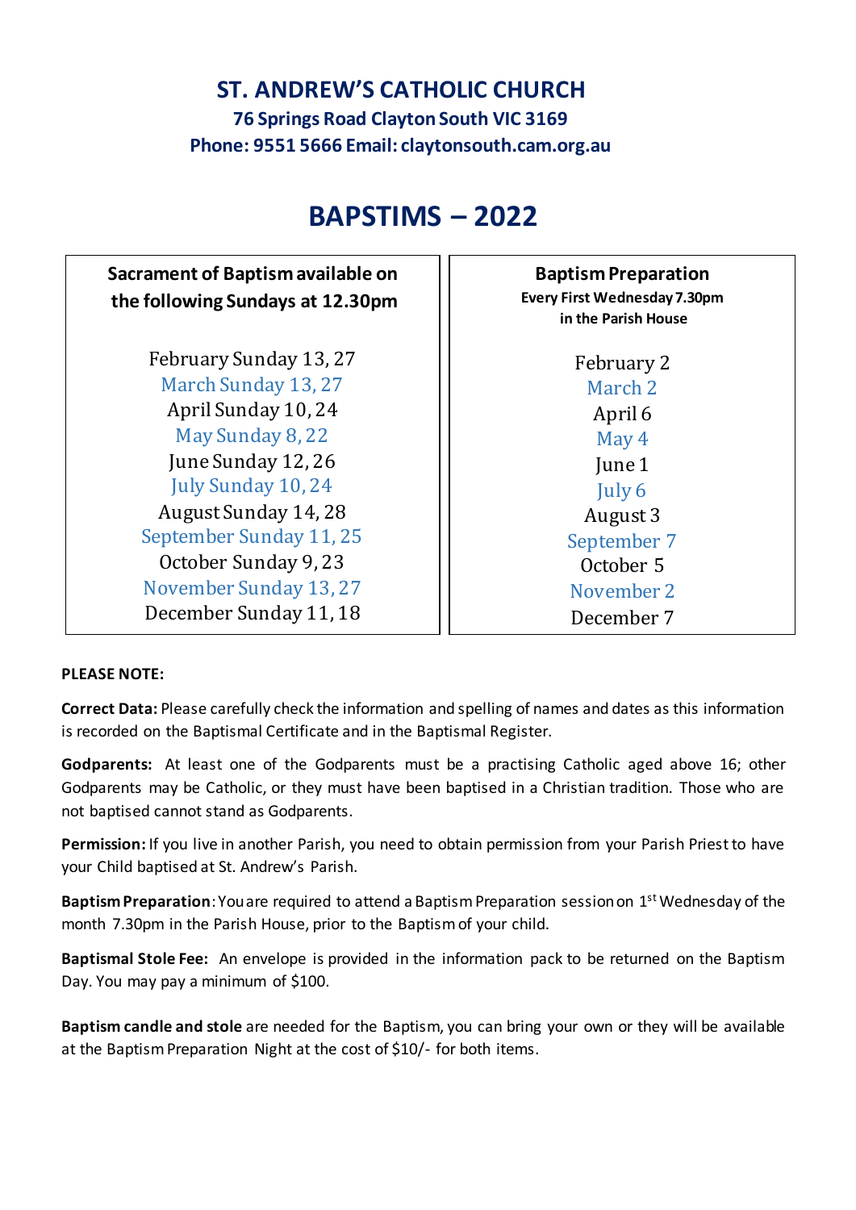# ST. ANDREW'S CATHOLIC CHURCH

**76 Springs Road Clayton South VIC 3169**

**Phone: 9551 5666 Email: claytonsouth.cam.org.au**

## BAPSTIMS – 2022

| Sacrament of Baptism available on the following Sundays at 12.30pm | Baptism Preparation<br>Every First Wednesday 7.30pm in the Parish House |
|---|---|
| February Sunday 13, 27 | February 2 |
| March Sunday 13, 27 | March 2 |
| April Sunday 10, 24 | April 6 |
| May Sunday 8, 22 | May 4 |
| June Sunday 12, 26 | June 1 |
| July Sunday 10, 24 | July 6 |
| August Sunday 14, 28 | August 3 |
| September Sunday 11, 25 | September 7 |
| October Sunday 9, 23 | October 5 |
| November Sunday 13, 27 | November 2 |
| December Sunday 11, 18 | December 7 |

**PLEASE NOTE:**

**Correct Data:** Please carefully check the information and spelling of names and dates as this information is recorded on the Baptismal Certificate and in the Baptismal Register.

**Godparents:** At least one of the Godparents must be a practising Catholic aged above 16; other Godparents may be Catholic, or they must have been baptised in a Christian tradition. Those who are not baptised cannot stand as Godparents.

**Permission:** If you live in another Parish, you need to obtain permission from your Parish Priest to have your Child baptised at St. Andrew's Parish.

**Baptism Preparation**: You are required to attend a Baptism Preparation session on 1st Wednesday of the month 7.30pm in the Parish House, prior to the Baptism of your child.

**Baptismal Stole Fee:** An envelope is provided in the information pack to be returned on the Baptism Day. You may pay a minimum of $100.

**Baptism candle and stole** are needed for the Baptism, you can bring your own or they will be available at the Baptism Preparation Night at the cost of $10/- for both items.